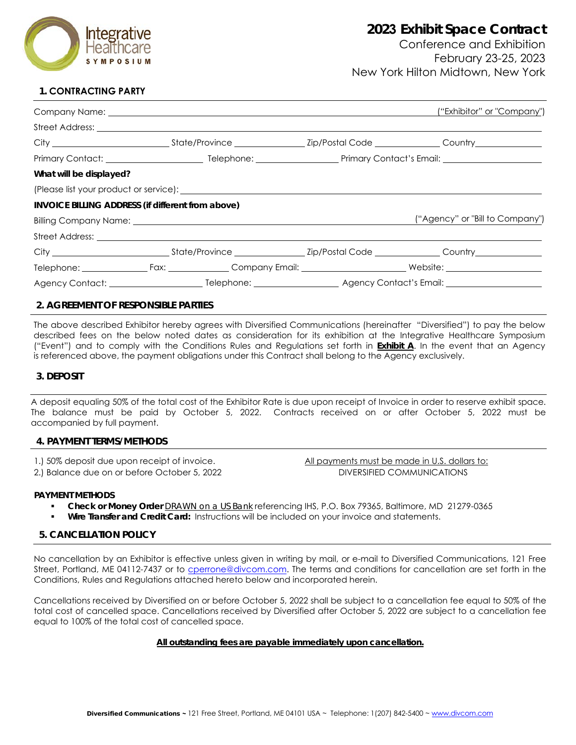# 2023 Exhibit Space Contract

Conference and Exhibition
February 23-25, 2023
New York Hilton Midtown, New York

## 1. CONTRACTING PARTY

Company Name: ______________________________ ("Exhibitor" or "Company")

Street Address: ______________________________

City ______________ State/Province ______________ Zip/Postal Code ______________ Country ______________

Primary Contact: ______________ Telephone: ______________ Primary Contact's Email: ______________

**What will be displayed?**

(Please list your product or service): ______________________________

**INVOICE BILLING ADDRESS (if different from above)**

Billing Company Name: ______________________________ ("Agency" or "Bill to Company")

Street Address: ______________________________

City ______________ State/Province ______________ Zip/Postal Code ______________ Country ______________

Telephone: ______________ Fax: ______________ Company Email: ______________ Website: ______________

Agency Contact: ______________ Telephone: ______________ Agency Contact's Email: ______________

## 2. AGREEMENT OF RESPONSIBLE PARTIES

The above described Exhibitor hereby agrees with Diversified Communications (hereinafter "Diversified") to pay the below described fees on the below noted dates as consideration for its exhibition at the Integrative Healthcare Symposium ("Event") and to comply with the Conditions Rules and Regulations set forth in **Exhibit A**. In the event that an Agency is referenced above, the payment obligations under this Contract shall belong to the Agency exclusively.

## 3. DEPOSIT

A deposit equaling 50% of the total cost of the Exhibitor Rate is due upon receipt of Invoice in order to reserve exhibit space. The balance must be paid by October 5, 2022. Contracts received on or after October 5, 2022 must be accompanied by full payment.

## 4. PAYMENT TERMS/ METHODS

1.) 50% deposit due upon receipt of invoice.
2.) Balance due on or before October 5, 2022

All payments must be made in U.S. dollars to:
DIVERSIFIED COMMUNICATIONS

**PAYMENT METHODS**

- **Check or Money Order** DRAWN on a US Bank referencing IHS, P.O. Box 79365, Baltimore, MD 21279-0365
- **Wire Transfer and Credit Card:** Instructions will be included on your invoice and statements.

## 5. CANCELLATION POLICY

No cancellation by an Exhibitor is effective unless given in writing by mail, or e-mail to Diversified Communications, 121 Free Street, Portland, ME 04112-7437 or to cperrone@divcom.com. The terms and conditions for cancellation are set forth in the Conditions, Rules and Regulations attached hereto below and incorporated herein.

Cancellations received by Diversified on or before October 5, 2022 shall be subject to a cancellation fee equal to 50% of the total cost of cancelled space. Cancellations received by Diversified after October 5, 2022 are subject to a cancellation fee equal to 100% of the total cost of cancelled space.

**All outstanding fees are payable immediately upon cancellation.**

**Diversified Communications ~** 121 Free Street, Portland, ME 04101 USA ~ Telephone: 1(207) 842-5400 ~ www.divcom.com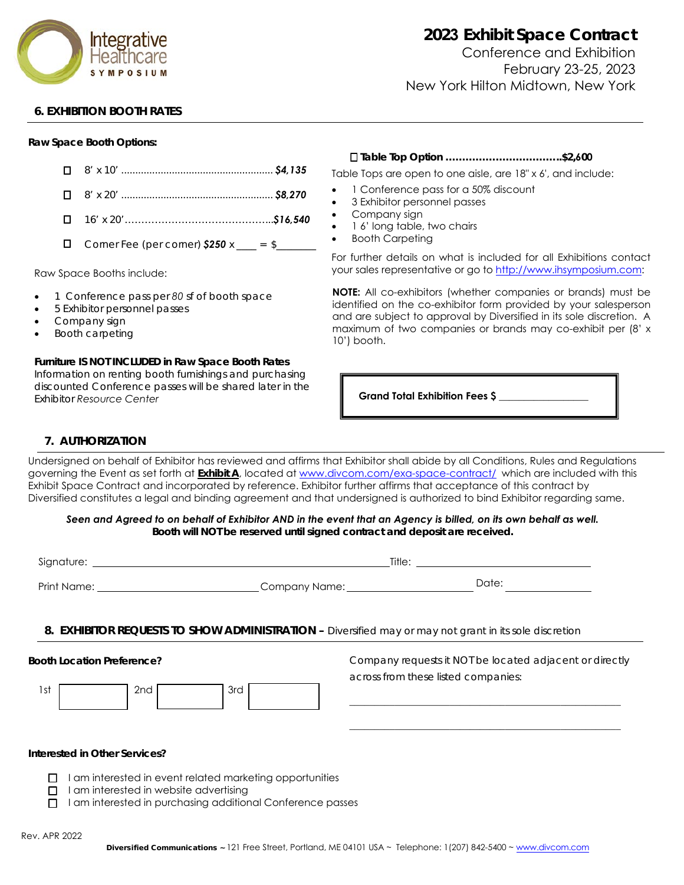# 2023 Exhibit Space Contract

Conference and Exhibition
February 23-25, 2023
New York Hilton Midtown, New York

## 6. EXHIBITION BOOTH RATES

**Raw Space Booth Options:**

- ☐ 8' x 10' ........................................................ ***$4,135***
- ☐ 8' x 20' ........................................................ ***$8,270***
- ☐ 16' x 20'...................................................***$16,540***
- ☐ Corner Fee (per corner) ***$250*** x ____ = $_______

Raw Space Booths include:

- 1 Conference pass per *80* sf of booth space
- 5 Exhibitor personnel passes
- Company sign
- Booth carpeting

**Furniture IS NOT INCLUDED in Raw Space Booth Rates**
Information on renting booth furnishings and purchasing discounted Conference passes will be shared later in the Exhibitor *Resource Center*

☐ **Table Top Option ...................................$2,600**

Table Tops are open to one aisle, are 18" x 6', and include:

- 1 Conference pass for a 50% discount
- 3 Exhibitor personnel passes
- Company sign
- 1 6' long table, two chairs
- Booth Carpeting

For further details on what is included for all Exhibitions contact your sales representative or go to http://www.ihsymposium.com:

**NOTE:** All co-exhibitors (whether companies or brands) must be identified on the co-exhibitor form provided by your salesperson and are subject to approval by Diversified in its sole discretion. A maximum of two companies or brands may co-exhibit per (8' x 10') booth.

**Grand Total Exhibition Fees $ _______________**

## 7. AUTHORIZATION

Undersigned on behalf of Exhibitor has reviewed and affirms that Exhibitor shall abide by all Conditions, Rules and Regulations governing the Event as set forth at **Exhibit A**, located at www.divcom.com/exa-space-contract/ which are included with this Exhibit Space Contract and incorporated by reference. Exhibitor further affirms that acceptance of this contract by Diversified constitutes a legal and binding agreement and that undersigned is authorized to bind Exhibitor regarding same.

***Seen and Agreed to on behalf of Exhibitor AND in the event that an Agency is billed, on its own behalf as well.***
**Booth will NOT be reserved until signed contract and deposit are received.**

Signature: ______________________________ Title: ______________________

Print Name: ______________________ Company Name: ______________________ Date: ____________

## 8. EXHIBITOR REQUESTS TO SHOW ADMINISTRATION – Diversified may or may not grant in its sole discretion

**Booth Location Preference?**

1st ________ 2nd ________ 3rd ________

Company requests it NOT be located adjacent or directly across from these listed companies:

______________________________________________

______________________________________________

**Interested in Other Services?**

- ☐ I am interested in event related marketing opportunities
- ☐ I am interested in website advertising
- ☐ I am interested in purchasing additional Conference passes

Rev. APR 2022

**Diversified Communications** ~ 121 Free Street, Portland, ME 04101 USA ~ Telephone: 1(207) 842-5400 ~ www.divcom.com